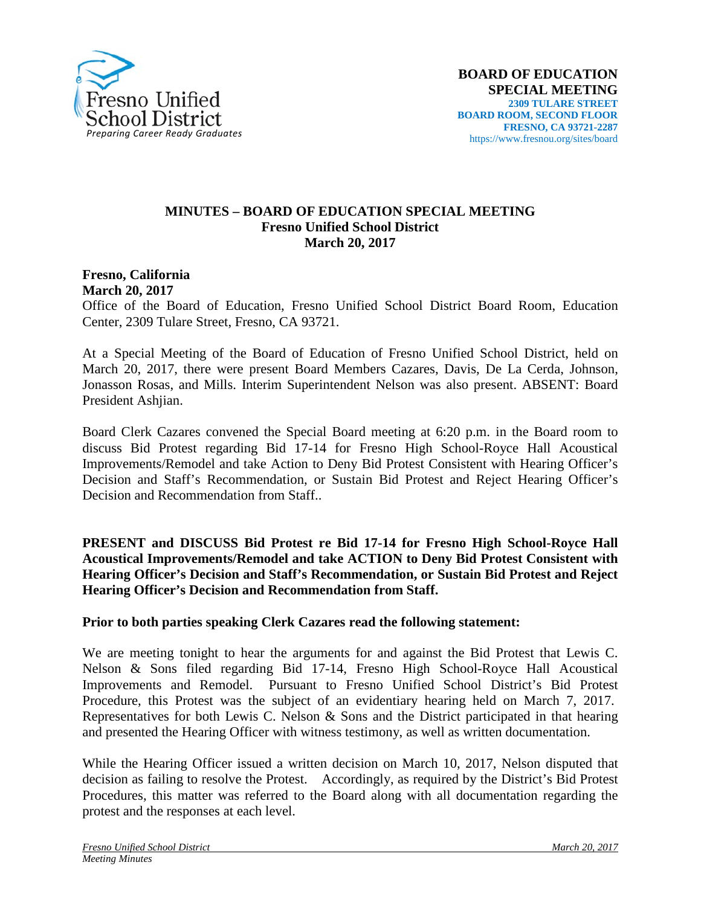**BOARD OF EDUCATION**
**SPECIAL MEETING**
**2309 TULARE STREET**
**BOARD ROOM, SECOND FLOOR**
**FRESNO, CA 93721-2287**
https://www.fresnou.org/sites/board

# MINUTES – BOARD OF EDUCATION SPECIAL MEETING
## Fresno Unified School District
## March 20, 2017

**Fresno, California**
**March 20, 2017**
Office of the Board of Education, Fresno Unified School District Board Room, Education Center, 2309 Tulare Street, Fresno, CA 93721.

At a Special Meeting of the Board of Education of Fresno Unified School District, held on March 20, 2017, there were present Board Members Cazares, Davis, De La Cerda, Johnson, Jonasson Rosas, and Mills. Interim Superintendent Nelson was also present. ABSENT: Board President Ashjian.

Board Clerk Cazares convened the Special Board meeting at 6:20 p.m. in the Board room to discuss Bid Protest regarding Bid 17-14 for Fresno High School-Royce Hall Acoustical Improvements/Remodel and take Action to Deny Bid Protest Consistent with Hearing Officer's Decision and Staff's Recommendation, or Sustain Bid Protest and Reject Hearing Officer's Decision and Recommendation from Staff..

**PRESENT and DISCUSS Bid Protest re Bid 17-14 for Fresno High School-Royce Hall Acoustical Improvements/Remodel and take ACTION to Deny Bid Protest Consistent with Hearing Officer's Decision and Staff's Recommendation, or Sustain Bid Protest and Reject Hearing Officer's Decision and Recommendation from Staff.**

**Prior to both parties speaking Clerk Cazares read the following statement:**

We are meeting tonight to hear the arguments for and against the Bid Protest that Lewis C. Nelson & Sons filed regarding Bid 17-14, Fresno High School-Royce Hall Acoustical Improvements and Remodel. Pursuant to Fresno Unified School District's Bid Protest Procedure, this Protest was the subject of an evidentiary hearing held on March 7, 2017. Representatives for both Lewis C. Nelson & Sons and the District participated in that hearing and presented the Hearing Officer with witness testimony, as well as written documentation.

While the Hearing Officer issued a written decision on March 10, 2017, Nelson disputed that decision as failing to resolve the Protest. Accordingly, as required by the District's Bid Protest Procedures, this matter was referred to the Board along with all documentation regarding the protest and the responses at each level.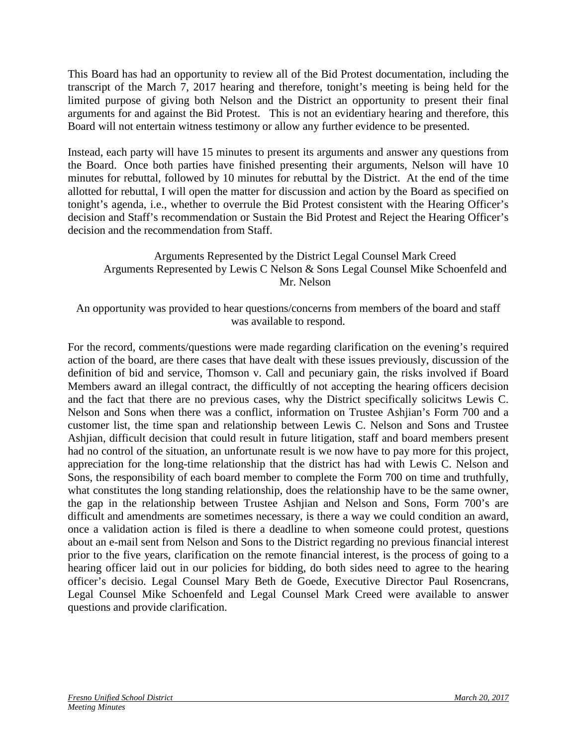This Board has had an opportunity to review all of the Bid Protest documentation, including the transcript of the March 7, 2017 hearing and therefore, tonight's meeting is being held for the limited purpose of giving both Nelson and the District an opportunity to present their final arguments for and against the Bid Protest. This is not an evidentiary hearing and therefore, this Board will not entertain witness testimony or allow any further evidence to be presented.

Instead, each party will have 15 minutes to present its arguments and answer any questions from the Board. Once both parties have finished presenting their arguments, Nelson will have 10 minutes for rebuttal, followed by 10 minutes for rebuttal by the District. At the end of the time allotted for rebuttal, I will open the matter for discussion and action by the Board as specified on tonight's agenda, i.e., whether to overrule the Bid Protest consistent with the Hearing Officer's decision and Staff's recommendation or Sustain the Bid Protest and Reject the Hearing Officer's decision and the recommendation from Staff.

Arguments Represented by the District Legal Counsel Mark Creed
Arguments Represented by Lewis C Nelson & Sons Legal Counsel Mike Schoenfeld and Mr. Nelson

An opportunity was provided to hear questions/concerns from members of the board and staff was available to respond.

For the record, comments/questions were made regarding clarification on the evening's required action of the board, are there cases that have dealt with these issues previously, discussion of the definition of bid and service, Thomson v. Call and pecuniary gain, the risks involved if Board Members award an illegal contract, the difficultly of not accepting the hearing officers decision and the fact that there are no previous cases, why the District specifically solicitws Lewis C. Nelson and Sons when there was a conflict, information on Trustee Ashjian's Form 700 and a customer list, the time span and relationship between Lewis C. Nelson and Sons and Trustee Ashjian, difficult decision that could result in future litigation, staff and board members present had no control of the situation, an unfortunate result is we now have to pay more for this project, appreciation for the long-time relationship that the district has had with Lewis C. Nelson and Sons, the responsibility of each board member to complete the Form 700 on time and truthfully, what constitutes the long standing relationship, does the relationship have to be the same owner, the gap in the relationship between Trustee Ashjian and Nelson and Sons, Form 700's are difficult and amendments are sometimes necessary, is there a way we could condition an award, once a validation action is filed is there a deadline to when someone could protest, questions about an e-mail sent from Nelson and Sons to the District regarding no previous financial interest prior to the five years, clarification on the remote financial interest, is the process of going to a hearing officer laid out in our policies for bidding, do both sides need to agree to the hearing officer's decisio. Legal Counsel Mary Beth de Goede, Executive Director Paul Rosencrans, Legal Counsel Mike Schoenfeld and Legal Counsel Mark Creed were available to answer questions and provide clarification.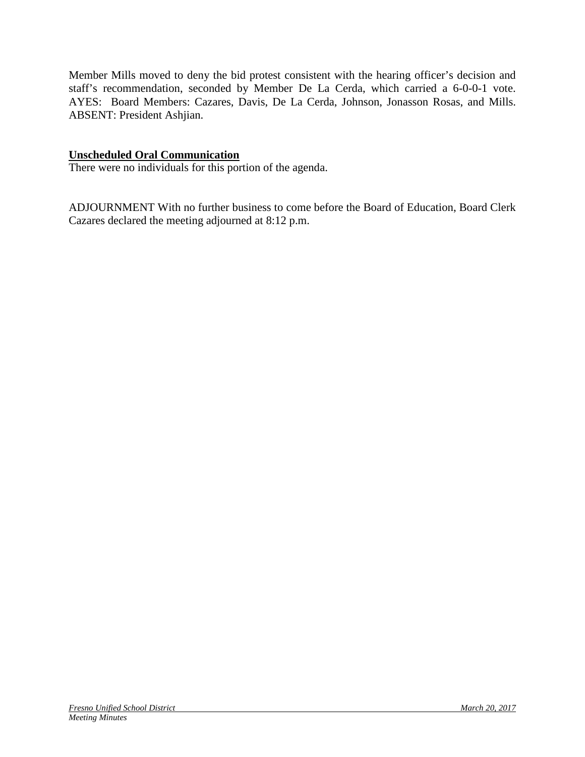Member Mills moved to deny the bid protest consistent with the hearing officer's decision and staff's recommendation, seconded by Member De La Cerda, which carried a 6-0-0-1 vote. AYES: Board Members: Cazares, Davis, De La Cerda, Johnson, Jonasson Rosas, and Mills. ABSENT: President Ashjian.

**Unscheduled Oral Communication**

There were no individuals for this portion of the agenda.

ADJOURNMENT With no further business to come before the Board of Education, Board Clerk Cazares declared the meeting adjourned at 8:12 p.m.